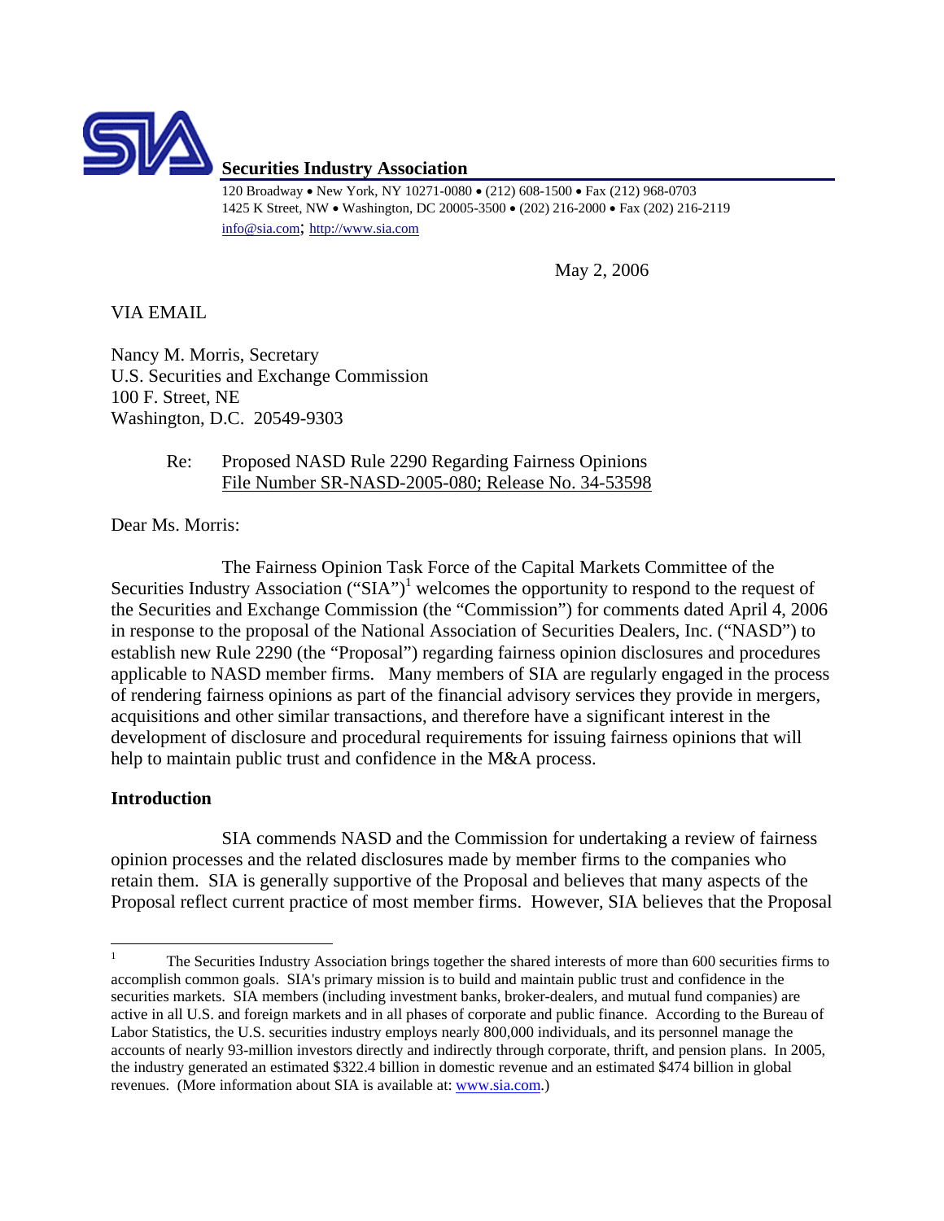**Securities Industry Association**

120 Broadway • New York, NY 10271-0080 • (212) 608-1500 • Fax (212) 968-0703
1425 K Street, NW • Washington, DC 20005-3500 • (202) 216-2000 • Fax (202) 216-2119
info@sia.com; http://www.sia.com

May 2, 2006

VIA EMAIL

Nancy M. Morris, Secretary
U.S. Securities and Exchange Commission
100 F. Street, NE
Washington, D.C. 20549-9303

Re: Proposed NASD Rule 2290 Regarding Fairness Opinions
File Number SR-NASD-2005-080; Release No. 34-53598

Dear Ms. Morris:

The Fairness Opinion Task Force of the Capital Markets Committee of the Securities Industry Association ("SIA")[1] welcomes the opportunity to respond to the request of the Securities and Exchange Commission (the "Commission") for comments dated April 4, 2006 in response to the proposal of the National Association of Securities Dealers, Inc. ("NASD") to establish new Rule 2290 (the "Proposal") regarding fairness opinion disclosures and procedures applicable to NASD member firms. Many members of SIA are regularly engaged in the process of rendering fairness opinions as part of the financial advisory services they provide in mergers, acquisitions and other similar transactions, and therefore have a significant interest in the development of disclosure and procedural requirements for issuing fairness opinions that will help to maintain public trust and confidence in the M&A process.

**Introduction**

SIA commends NASD and the Commission for undertaking a review of fairness opinion processes and the related disclosures made by member firms to the companies who retain them. SIA is generally supportive of the Proposal and believes that many aspects of the Proposal reflect current practice of most member firms. However, SIA believes that the Proposal

[1] The Securities Industry Association brings together the shared interests of more than 600 securities firms to accomplish common goals. SIA's primary mission is to build and maintain public trust and confidence in the securities markets. SIA members (including investment banks, broker-dealers, and mutual fund companies) are active in all U.S. and foreign markets and in all phases of corporate and public finance. According to the Bureau of Labor Statistics, the U.S. securities industry employs nearly 800,000 individuals, and its personnel manage the accounts of nearly 93-million investors directly and indirectly through corporate, thrift, and pension plans. In 2005, the industry generated an estimated $322.4 billion in domestic revenue and an estimated $474 billion in global revenues. (More information about SIA is available at: www.sia.com.)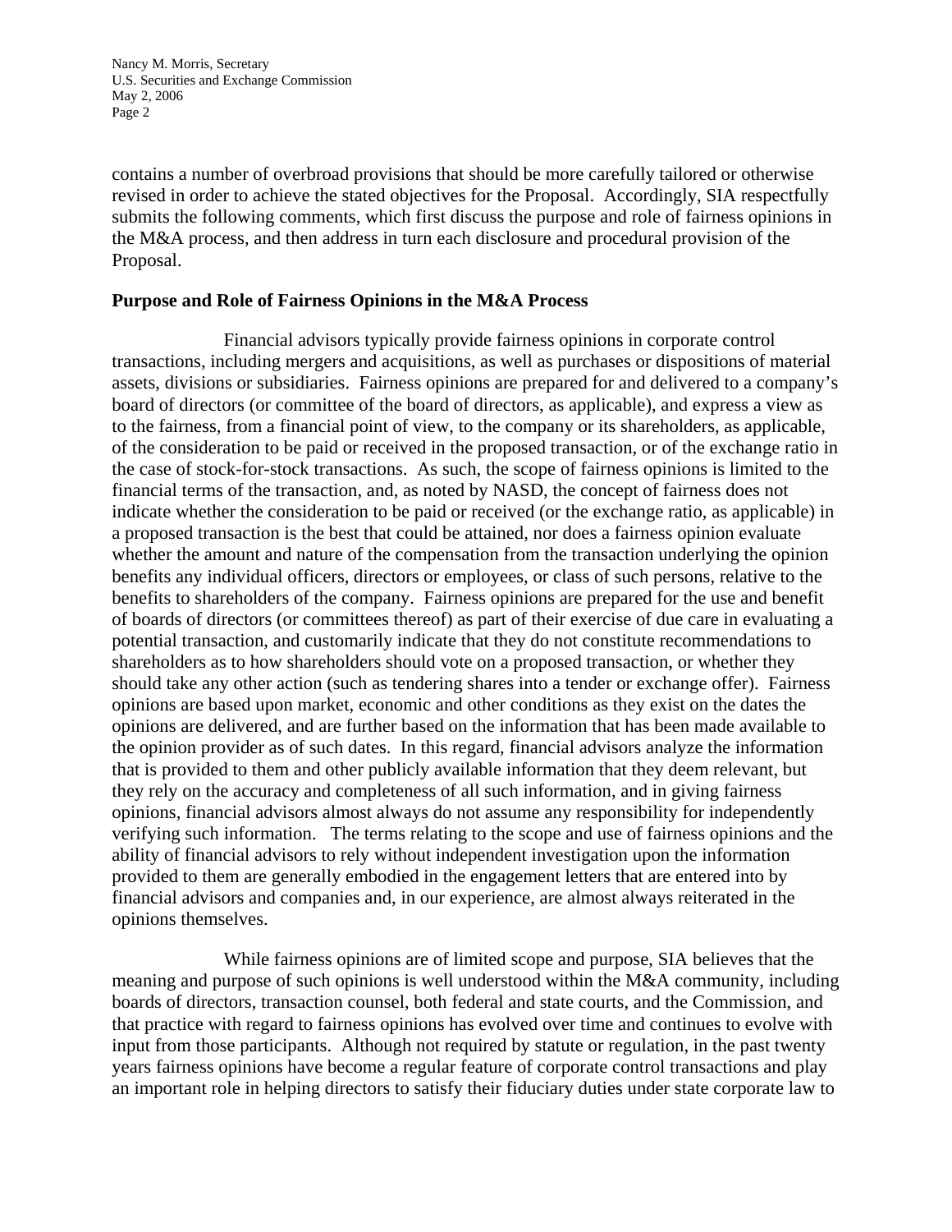contains a number of overbroad provisions that should be more carefully tailored or otherwise revised in order to achieve the stated objectives for the Proposal. Accordingly, SIA respectfully submits the following comments, which first discuss the purpose and role of fairness opinions in the M&A process, and then address in turn each disclosure and procedural provision of the Proposal.

**Purpose and Role of Fairness Opinions in the M&A Process**

Financial advisors typically provide fairness opinions in corporate control transactions, including mergers and acquisitions, as well as purchases or dispositions of material assets, divisions or subsidiaries. Fairness opinions are prepared for and delivered to a company's board of directors (or committee of the board of directors, as applicable), and express a view as to the fairness, from a financial point of view, to the company or its shareholders, as applicable, of the consideration to be paid or received in the proposed transaction, or of the exchange ratio in the case of stock-for-stock transactions. As such, the scope of fairness opinions is limited to the financial terms of the transaction, and, as noted by NASD, the concept of fairness does not indicate whether the consideration to be paid or received (or the exchange ratio, as applicable) in a proposed transaction is the best that could be attained, nor does a fairness opinion evaluate whether the amount and nature of the compensation from the transaction underlying the opinion benefits any individual officers, directors or employees, or class of such persons, relative to the benefits to shareholders of the company. Fairness opinions are prepared for the use and benefit of boards of directors (or committees thereof) as part of their exercise of due care in evaluating a potential transaction, and customarily indicate that they do not constitute recommendations to shareholders as to how shareholders should vote on a proposed transaction, or whether they should take any other action (such as tendering shares into a tender or exchange offer). Fairness opinions are based upon market, economic and other conditions as they exist on the dates the opinions are delivered, and are further based on the information that has been made available to the opinion provider as of such dates. In this regard, financial advisors analyze the information that is provided to them and other publicly available information that they deem relevant, but they rely on the accuracy and completeness of all such information, and in giving fairness opinions, financial advisors almost always do not assume any responsibility for independently verifying such information. The terms relating to the scope and use of fairness opinions and the ability of financial advisors to rely without independent investigation upon the information provided to them are generally embodied in the engagement letters that are entered into by financial advisors and companies and, in our experience, are almost always reiterated in the opinions themselves.

While fairness opinions are of limited scope and purpose, SIA believes that the meaning and purpose of such opinions is well understood within the M&A community, including boards of directors, transaction counsel, both federal and state courts, and the Commission, and that practice with regard to fairness opinions has evolved over time and continues to evolve with input from those participants. Although not required by statute or regulation, in the past twenty years fairness opinions have become a regular feature of corporate control transactions and play an important role in helping directors to satisfy their fiduciary duties under state corporate law to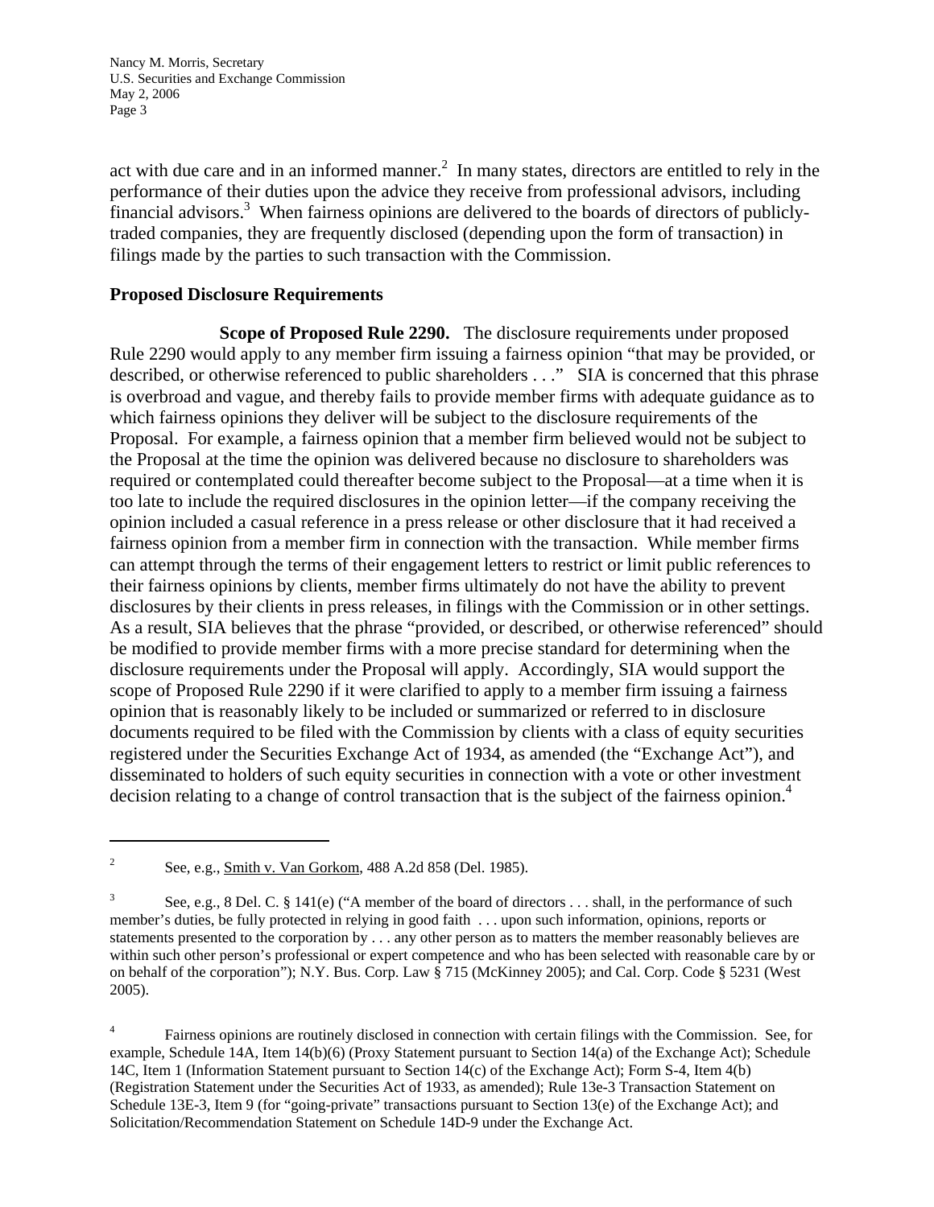act with due care and in an informed manner.[2] In many states, directors are entitled to rely in the performance of their duties upon the advice they receive from professional advisors, including financial advisors.[3] When fairness opinions are delivered to the boards of directors of publicly-traded companies, they are frequently disclosed (depending upon the form of transaction) in filings made by the parties to such transaction with the Commission.

**Proposed Disclosure Requirements**

**Scope of Proposed Rule 2290.** The disclosure requirements under proposed Rule 2290 would apply to any member firm issuing a fairness opinion "that may be provided, or described, or otherwise referenced to public shareholders . . ." SIA is concerned that this phrase is overbroad and vague, and thereby fails to provide member firms with adequate guidance as to which fairness opinions they deliver will be subject to the disclosure requirements of the Proposal. For example, a fairness opinion that a member firm believed would not be subject to the Proposal at the time the opinion was delivered because no disclosure to shareholders was required or contemplated could thereafter become subject to the Proposal—at a time when it is too late to include the required disclosures in the opinion letter—if the company receiving the opinion included a casual reference in a press release or other disclosure that it had received a fairness opinion from a member firm in connection with the transaction. While member firms can attempt through the terms of their engagement letters to restrict or limit public references to their fairness opinions by clients, member firms ultimately do not have the ability to prevent disclosures by their clients in press releases, in filings with the Commission or in other settings. As a result, SIA believes that the phrase "provided, or described, or otherwise referenced" should be modified to provide member firms with a more precise standard for determining when the disclosure requirements under the Proposal will apply. Accordingly, SIA would support the scope of Proposed Rule 2290 if it were clarified to apply to a member firm issuing a fairness opinion that is reasonably likely to be included or summarized or referred to in disclosure documents required to be filed with the Commission by clients with a class of equity securities registered under the Securities Exchange Act of 1934, as amended (the "Exchange Act"), and disseminated to holders of such equity securities in connection with a vote or other investment decision relating to a change of control transaction that is the subject of the fairness opinion.[4]

---

[2] See, e.g., Smith v. Van Gorkom, 488 A.2d 858 (Del. 1985).

[3] See, e.g., 8 Del. C. § 141(e) ("A member of the board of directors . . . shall, in the performance of such member's duties, be fully protected in relying in good faith . . . upon such information, opinions, reports or statements presented to the corporation by . . . any other person as to matters the member reasonably believes are within such other person's professional or expert competence and who has been selected with reasonable care by or on behalf of the corporation"); N.Y. Bus. Corp. Law § 715 (McKinney 2005); and Cal. Corp. Code § 5231 (West 2005).

[4] Fairness opinions are routinely disclosed in connection with certain filings with the Commission. See, for example, Schedule 14A, Item 14(b)(6) (Proxy Statement pursuant to Section 14(a) of the Exchange Act); Schedule 14C, Item 1 (Information Statement pursuant to Section 14(c) of the Exchange Act); Form S-4, Item 4(b) (Registration Statement under the Securities Act of 1933, as amended); Rule 13e-3 Transaction Statement on Schedule 13E-3, Item 9 (for "going-private" transactions pursuant to Section 13(e) of the Exchange Act); and Solicitation/Recommendation Statement on Schedule 14D-9 under the Exchange Act.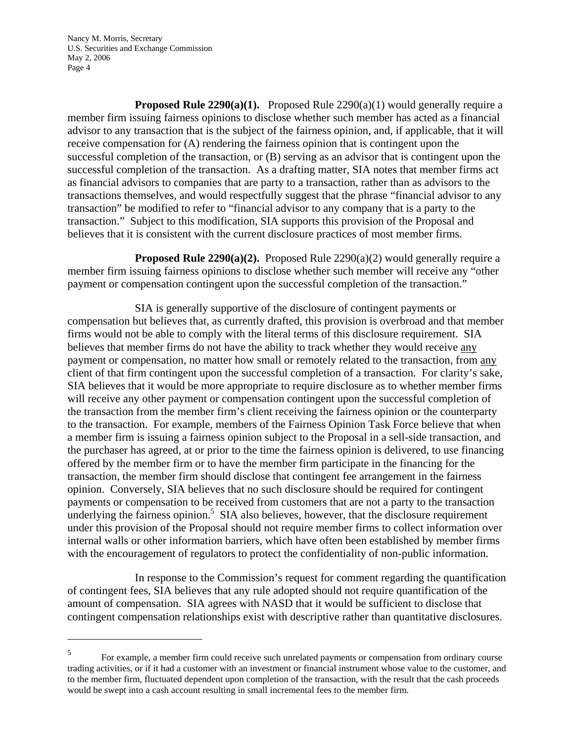**Proposed Rule 2290(a)(1).** Proposed Rule 2290(a)(1) would generally require a member firm issuing fairness opinions to disclose whether such member has acted as a financial advisor to any transaction that is the subject of the fairness opinion, and, if applicable, that it will receive compensation for (A) rendering the fairness opinion that is contingent upon the successful completion of the transaction, or (B) serving as an advisor that is contingent upon the successful completion of the transaction. As a drafting matter, SIA notes that member firms act as financial advisors to companies that are party to a transaction, rather than as advisors to the transactions themselves, and would respectfully suggest that the phrase "financial advisor to any transaction" be modified to refer to "financial advisor to any company that is a party to the transaction." Subject to this modification, SIA supports this provision of the Proposal and believes that it is consistent with the current disclosure practices of most member firms.

**Proposed Rule 2290(a)(2).** Proposed Rule 2290(a)(2) would generally require a member firm issuing fairness opinions to disclose whether such member will receive any "other payment or compensation contingent upon the successful completion of the transaction."

SIA is generally supportive of the disclosure of contingent payments or compensation but believes that, as currently drafted, this provision is overbroad and that member firms would not be able to comply with the literal terms of this disclosure requirement. SIA believes that member firms do not have the ability to track whether they would receive any payment or compensation, no matter how small or remotely related to the transaction, from any client of that firm contingent upon the successful completion of a transaction. For clarity's sake, SIA believes that it would be more appropriate to require disclosure as to whether member firms will receive any other payment or compensation contingent upon the successful completion of the transaction from the member firm's client receiving the fairness opinion or the counterparty to the transaction. For example, members of the Fairness Opinion Task Force believe that when a member firm is issuing a fairness opinion subject to the Proposal in a sell-side transaction, and the purchaser has agreed, at or prior to the time the fairness opinion is delivered, to use financing offered by the member firm or to have the member firm participate in the financing for the transaction, the member firm should disclose that contingent fee arrangement in the fairness opinion. Conversely, SIA believes that no such disclosure should be required for contingent payments or compensation to be received from customers that are not a party to the transaction underlying the fairness opinion.[5] SIA also believes, however, that the disclosure requirement under this provision of the Proposal should not require member firms to collect information over internal walls or other information barriers, which have often been established by member firms with the encouragement of regulators to protect the confidentiality of non-public information.

In response to the Commission's request for comment regarding the quantification of contingent fees, SIA believes that any rule adopted should not require quantification of the amount of compensation. SIA agrees with NASD that it would be sufficient to disclose that contingent compensation relationships exist with descriptive rather than quantitative disclosures.

---

[5] For example, a member firm could receive such unrelated payments or compensation from ordinary course trading activities, or if it had a customer with an investment or financial instrument whose value to the customer, and to the member firm, fluctuated dependent upon completion of the transaction, with the result that the cash proceeds would be swept into a cash account resulting in small incremental fees to the member firm.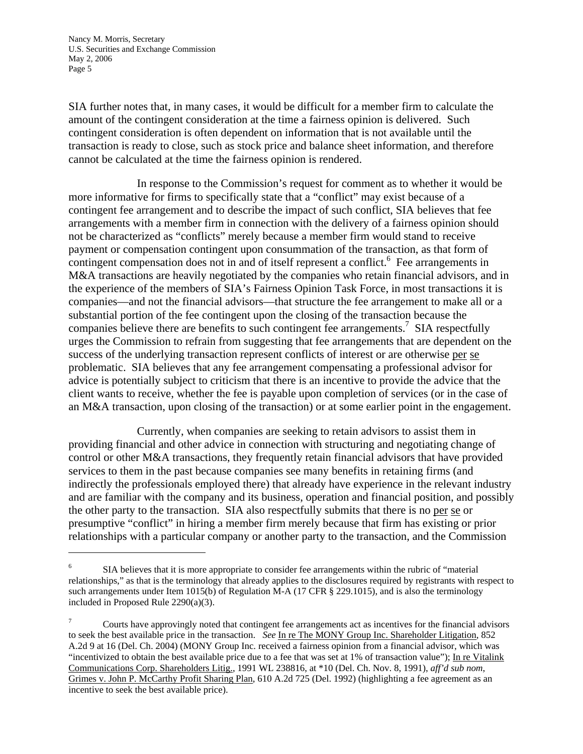SIA further notes that, in many cases, it would be difficult for a member firm to calculate the amount of the contingent consideration at the time a fairness opinion is delivered. Such contingent consideration is often dependent on information that is not available until the transaction is ready to close, such as stock price and balance sheet information, and therefore cannot be calculated at the time the fairness opinion is rendered.

In response to the Commission's request for comment as to whether it would be more informative for firms to specifically state that a "conflict" may exist because of a contingent fee arrangement and to describe the impact of such conflict, SIA believes that fee arrangements with a member firm in connection with the delivery of a fairness opinion should not be characterized as "conflicts" merely because a member firm would stand to receive payment or compensation contingent upon consummation of the transaction, as that form of contingent compensation does not in and of itself represent a conflict.[6] Fee arrangements in M&A transactions are heavily negotiated by the companies who retain financial advisors, and in the experience of the members of SIA's Fairness Opinion Task Force, in most transactions it is companies—and not the financial advisors—that structure the fee arrangement to make all or a substantial portion of the fee contingent upon the closing of the transaction because the companies believe there are benefits to such contingent fee arrangements.[7] SIA respectfully urges the Commission to refrain from suggesting that fee arrangements that are dependent on the success of the underlying transaction represent conflicts of interest or are otherwise per se problematic. SIA believes that any fee arrangement compensating a professional advisor for advice is potentially subject to criticism that there is an incentive to provide the advice that the client wants to receive, whether the fee is payable upon completion of services (or in the case of an M&A transaction, upon closing of the transaction) or at some earlier point in the engagement.

Currently, when companies are seeking to retain advisors to assist them in providing financial and other advice in connection with structuring and negotiating change of control or other M&A transactions, they frequently retain financial advisors that have provided services to them in the past because companies see many benefits in retaining firms (and indirectly the professionals employed there) that already have experience in the relevant industry and are familiar with the company and its business, operation and financial position, and possibly the other party to the transaction. SIA also respectfully submits that there is no per se or presumptive "conflict" in hiring a member firm merely because that firm has existing or prior relationships with a particular company or another party to the transaction, and the Commission

---

[6] SIA believes that it is more appropriate to consider fee arrangements within the rubric of "material relationships," as that is the terminology that already applies to the disclosures required by registrants with respect to such arrangements under Item 1015(b) of Regulation M-A (17 CFR § 229.1015), and is also the terminology included in Proposed Rule 2290(a)(3).

[7] Courts have approvingly noted that contingent fee arrangements act as incentives for the financial advisors to seek the best available price in the transaction. *See* In re The MONY Group Inc. Shareholder Litigation, 852 A.2d 9 at 16 (Del. Ch. 2004) (MONY Group Inc. received a fairness opinion from a financial advisor, which was "incentivized to obtain the best available price due to a fee that was set at 1% of transaction value"); In re Vitalink Communications Corp. Shareholders Litig., 1991 WL 238816, at *10 (Del. Ch. Nov. 8, 1991), *aff'd sub nom*, Grimes v. John P. McCarthy Profit Sharing Plan, 610 A.2d 725 (Del. 1992) (highlighting a fee agreement as an incentive to seek the best available price).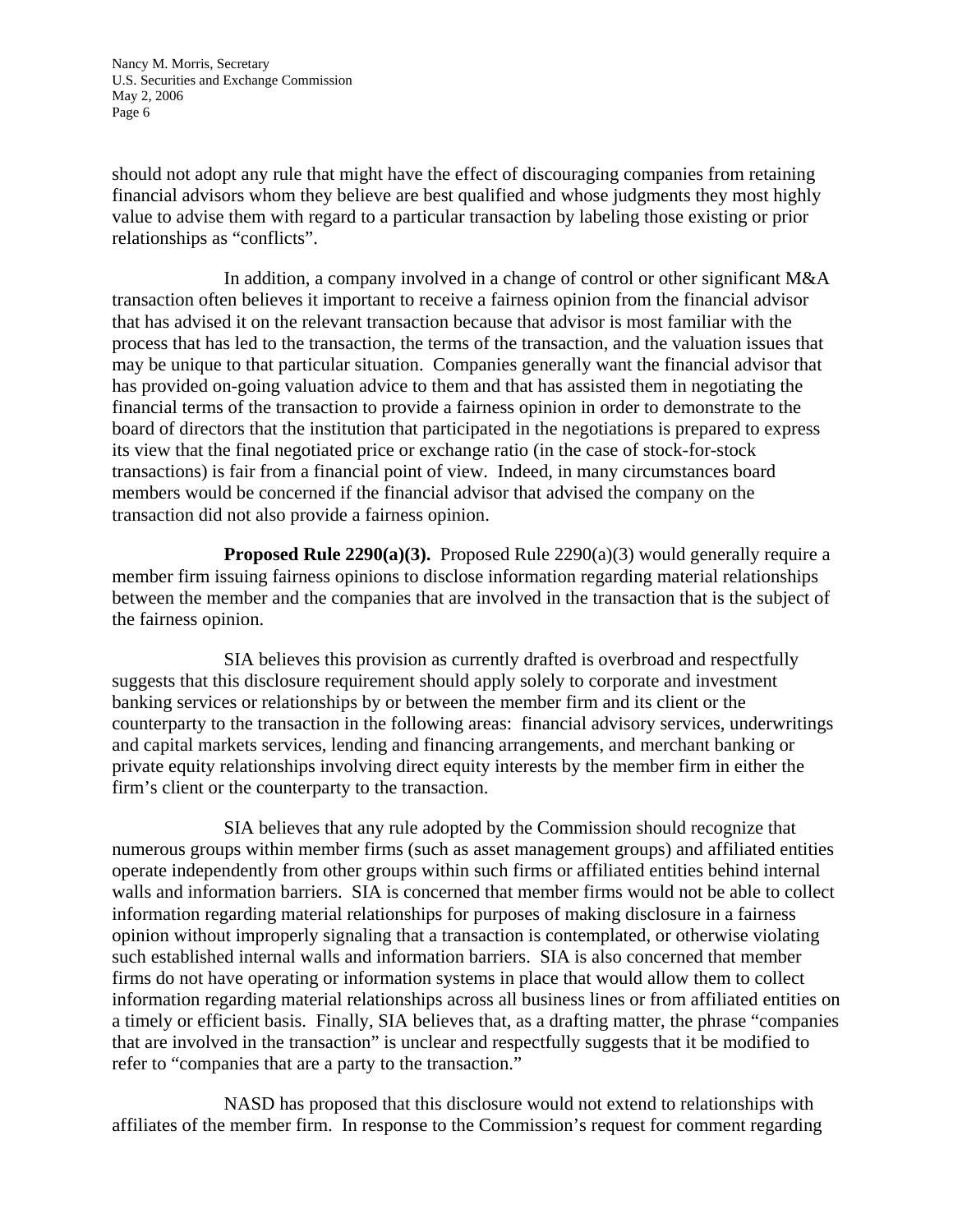should not adopt any rule that might have the effect of discouraging companies from retaining financial advisors whom they believe are best qualified and whose judgments they most highly value to advise them with regard to a particular transaction by labeling those existing or prior relationships as "conflicts".

In addition, a company involved in a change of control or other significant M&A transaction often believes it important to receive a fairness opinion from the financial advisor that has advised it on the relevant transaction because that advisor is most familiar with the process that has led to the transaction, the terms of the transaction, and the valuation issues that may be unique to that particular situation. Companies generally want the financial advisor that has provided on-going valuation advice to them and that has assisted them in negotiating the financial terms of the transaction to provide a fairness opinion in order to demonstrate to the board of directors that the institution that participated in the negotiations is prepared to express its view that the final negotiated price or exchange ratio (in the case of stock-for-stock transactions) is fair from a financial point of view. Indeed, in many circumstances board members would be concerned if the financial advisor that advised the company on the transaction did not also provide a fairness opinion.

**Proposed Rule 2290(a)(3).** Proposed Rule 2290(a)(3) would generally require a member firm issuing fairness opinions to disclose information regarding material relationships between the member and the companies that are involved in the transaction that is the subject of the fairness opinion.

SIA believes this provision as currently drafted is overbroad and respectfully suggests that this disclosure requirement should apply solely to corporate and investment banking services or relationships by or between the member firm and its client or the counterparty to the transaction in the following areas: financial advisory services, underwritings and capital markets services, lending and financing arrangements, and merchant banking or private equity relationships involving direct equity interests by the member firm in either the firm's client or the counterparty to the transaction.

SIA believes that any rule adopted by the Commission should recognize that numerous groups within member firms (such as asset management groups) and affiliated entities operate independently from other groups within such firms or affiliated entities behind internal walls and information barriers. SIA is concerned that member firms would not be able to collect information regarding material relationships for purposes of making disclosure in a fairness opinion without improperly signaling that a transaction is contemplated, or otherwise violating such established internal walls and information barriers. SIA is also concerned that member firms do not have operating or information systems in place that would allow them to collect information regarding material relationships across all business lines or from affiliated entities on a timely or efficient basis. Finally, SIA believes that, as a drafting matter, the phrase "companies that are involved in the transaction" is unclear and respectfully suggests that it be modified to refer to "companies that are a party to the transaction."

NASD has proposed that this disclosure would not extend to relationships with affiliates of the member firm. In response to the Commission's request for comment regarding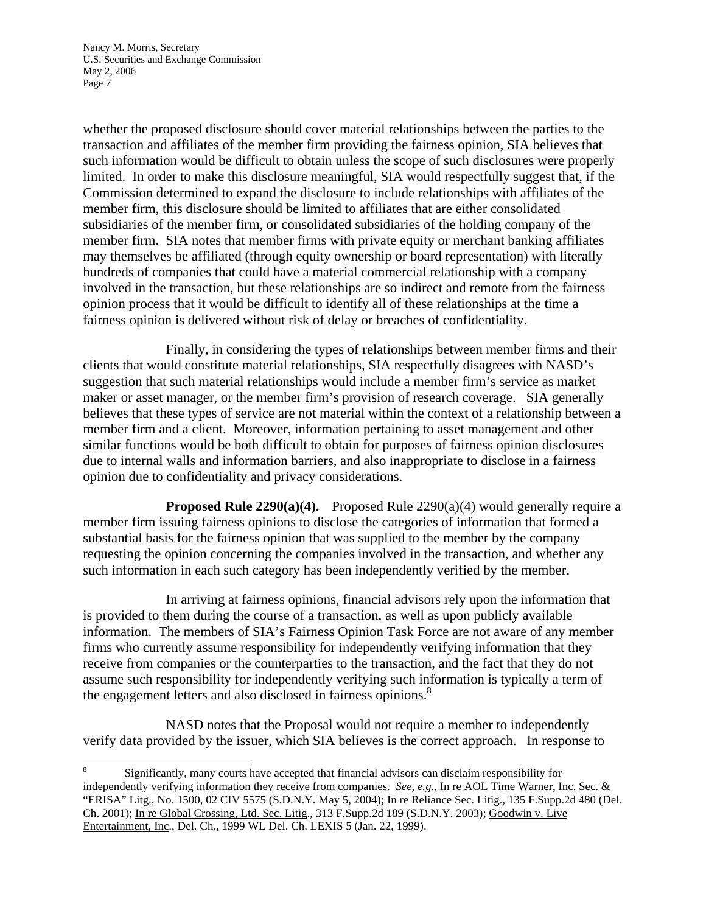whether the proposed disclosure should cover material relationships between the parties to the transaction and affiliates of the member firm providing the fairness opinion, SIA believes that such information would be difficult to obtain unless the scope of such disclosures were properly limited. In order to make this disclosure meaningful, SIA would respectfully suggest that, if the Commission determined to expand the disclosure to include relationships with affiliates of the member firm, this disclosure should be limited to affiliates that are either consolidated subsidiaries of the member firm, or consolidated subsidiaries of the holding company of the member firm. SIA notes that member firms with private equity or merchant banking affiliates may themselves be affiliated (through equity ownership or board representation) with literally hundreds of companies that could have a material commercial relationship with a company involved in the transaction, but these relationships are so indirect and remote from the fairness opinion process that it would be difficult to identify all of these relationships at the time a fairness opinion is delivered without risk of delay or breaches of confidentiality.

Finally, in considering the types of relationships between member firms and their clients that would constitute material relationships, SIA respectfully disagrees with NASD's suggestion that such material relationships would include a member firm's service as market maker or asset manager, or the member firm's provision of research coverage. SIA generally believes that these types of service are not material within the context of a relationship between a member firm and a client. Moreover, information pertaining to asset management and other similar functions would be both difficult to obtain for purposes of fairness opinion disclosures due to internal walls and information barriers, and also inappropriate to disclose in a fairness opinion due to confidentiality and privacy considerations.

**Proposed Rule 2290(a)(4).** Proposed Rule 2290(a)(4) would generally require a member firm issuing fairness opinions to disclose the categories of information that formed a substantial basis for the fairness opinion that was supplied to the member by the company requesting the opinion concerning the companies involved in the transaction, and whether any such information in each such category has been independently verified by the member.

In arriving at fairness opinions, financial advisors rely upon the information that is provided to them during the course of a transaction, as well as upon publicly available information. The members of SIA's Fairness Opinion Task Force are not aware of any member firms who currently assume responsibility for independently verifying information that they receive from companies or the counterparties to the transaction, and the fact that they do not assume such responsibility for independently verifying such information is typically a term of the engagement letters and also disclosed in fairness opinions.[8]

NASD notes that the Proposal would not require a member to independently verify data provided by the issuer, which SIA believes is the correct approach. In response to

---

[8] Significantly, many courts have accepted that financial advisors can disclaim responsibility for independently verifying information they receive from companies. *See*, *e.g.*, In re AOL Time Warner, Inc. Sec. & "ERISA" Litg., No. 1500, 02 CIV 5575 (S.D.N.Y. May 5, 2004); In re Reliance Sec. Litig., 135 F.Supp.2d 480 (Del. Ch. 2001); In re Global Crossing, Ltd. Sec. Litig., 313 F.Supp.2d 189 (S.D.N.Y. 2003); Goodwin v. Live Entertainment, Inc., Del. Ch., 1999 WL Del. Ch. LEXIS 5 (Jan. 22, 1999).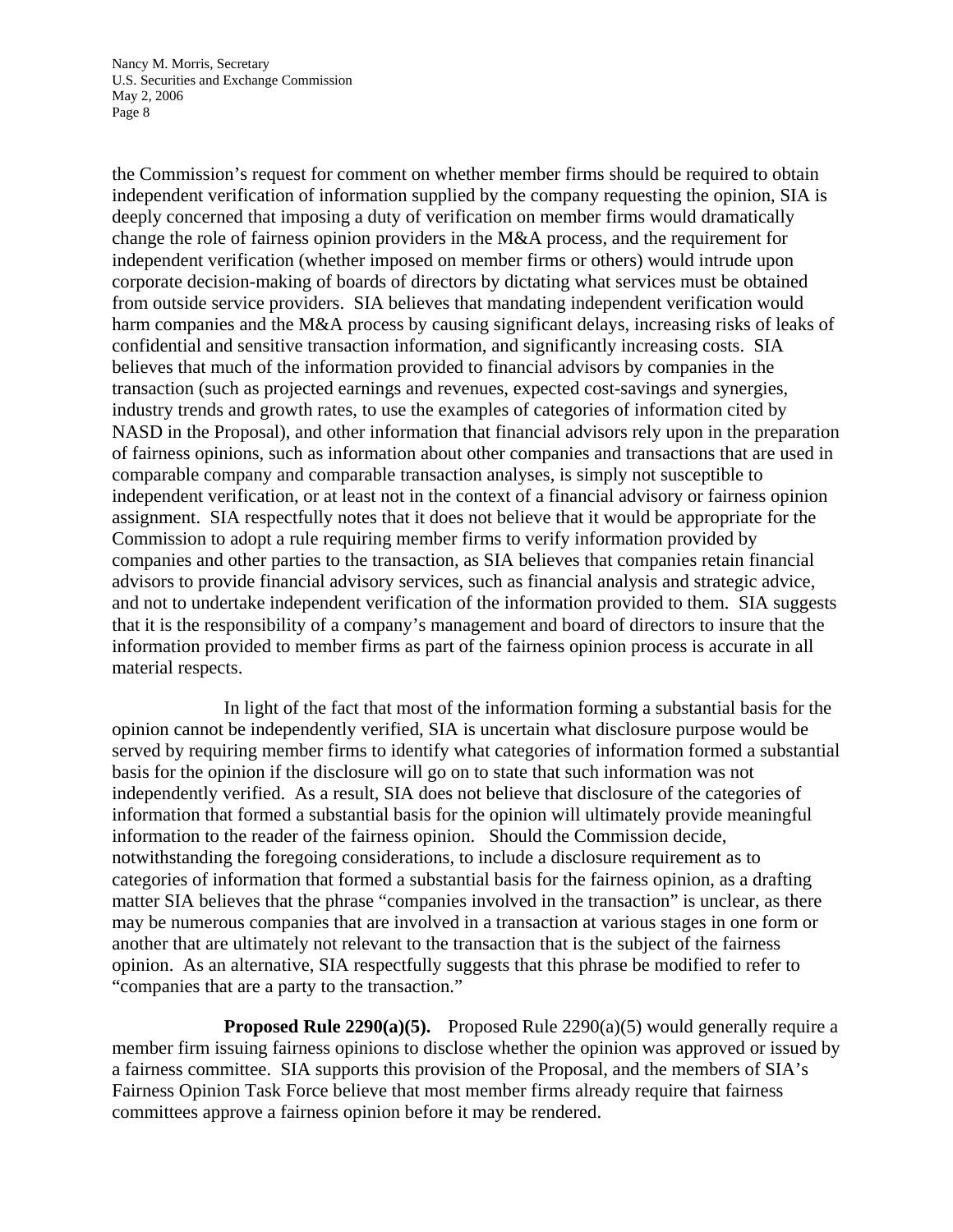the Commission's request for comment on whether member firms should be required to obtain independent verification of information supplied by the company requesting the opinion, SIA is deeply concerned that imposing a duty of verification on member firms would dramatically change the role of fairness opinion providers in the M&A process, and the requirement for independent verification (whether imposed on member firms or others) would intrude upon corporate decision-making of boards of directors by dictating what services must be obtained from outside service providers. SIA believes that mandating independent verification would harm companies and the M&A process by causing significant delays, increasing risks of leaks of confidential and sensitive transaction information, and significantly increasing costs. SIA believes that much of the information provided to financial advisors by companies in the transaction (such as projected earnings and revenues, expected cost-savings and synergies, industry trends and growth rates, to use the examples of categories of information cited by NASD in the Proposal), and other information that financial advisors rely upon in the preparation of fairness opinions, such as information about other companies and transactions that are used in comparable company and comparable transaction analyses, is simply not susceptible to independent verification, or at least not in the context of a financial advisory or fairness opinion assignment. SIA respectfully notes that it does not believe that it would be appropriate for the Commission to adopt a rule requiring member firms to verify information provided by companies and other parties to the transaction, as SIA believes that companies retain financial advisors to provide financial advisory services, such as financial analysis and strategic advice, and not to undertake independent verification of the information provided to them. SIA suggests that it is the responsibility of a company's management and board of directors to insure that the information provided to member firms as part of the fairness opinion process is accurate in all material respects.

In light of the fact that most of the information forming a substantial basis for the opinion cannot be independently verified, SIA is uncertain what disclosure purpose would be served by requiring member firms to identify what categories of information formed a substantial basis for the opinion if the disclosure will go on to state that such information was not independently verified. As a result, SIA does not believe that disclosure of the categories of information that formed a substantial basis for the opinion will ultimately provide meaningful information to the reader of the fairness opinion. Should the Commission decide, notwithstanding the foregoing considerations, to include a disclosure requirement as to categories of information that formed a substantial basis for the fairness opinion, as a drafting matter SIA believes that the phrase "companies involved in the transaction" is unclear, as there may be numerous companies that are involved in a transaction at various stages in one form or another that are ultimately not relevant to the transaction that is the subject of the fairness opinion. As an alternative, SIA respectfully suggests that this phrase be modified to refer to "companies that are a party to the transaction."

**Proposed Rule 2290(a)(5).** Proposed Rule 2290(a)(5) would generally require a member firm issuing fairness opinions to disclose whether the opinion was approved or issued by a fairness committee. SIA supports this provision of the Proposal, and the members of SIA's Fairness Opinion Task Force believe that most member firms already require that fairness committees approve a fairness opinion before it may be rendered.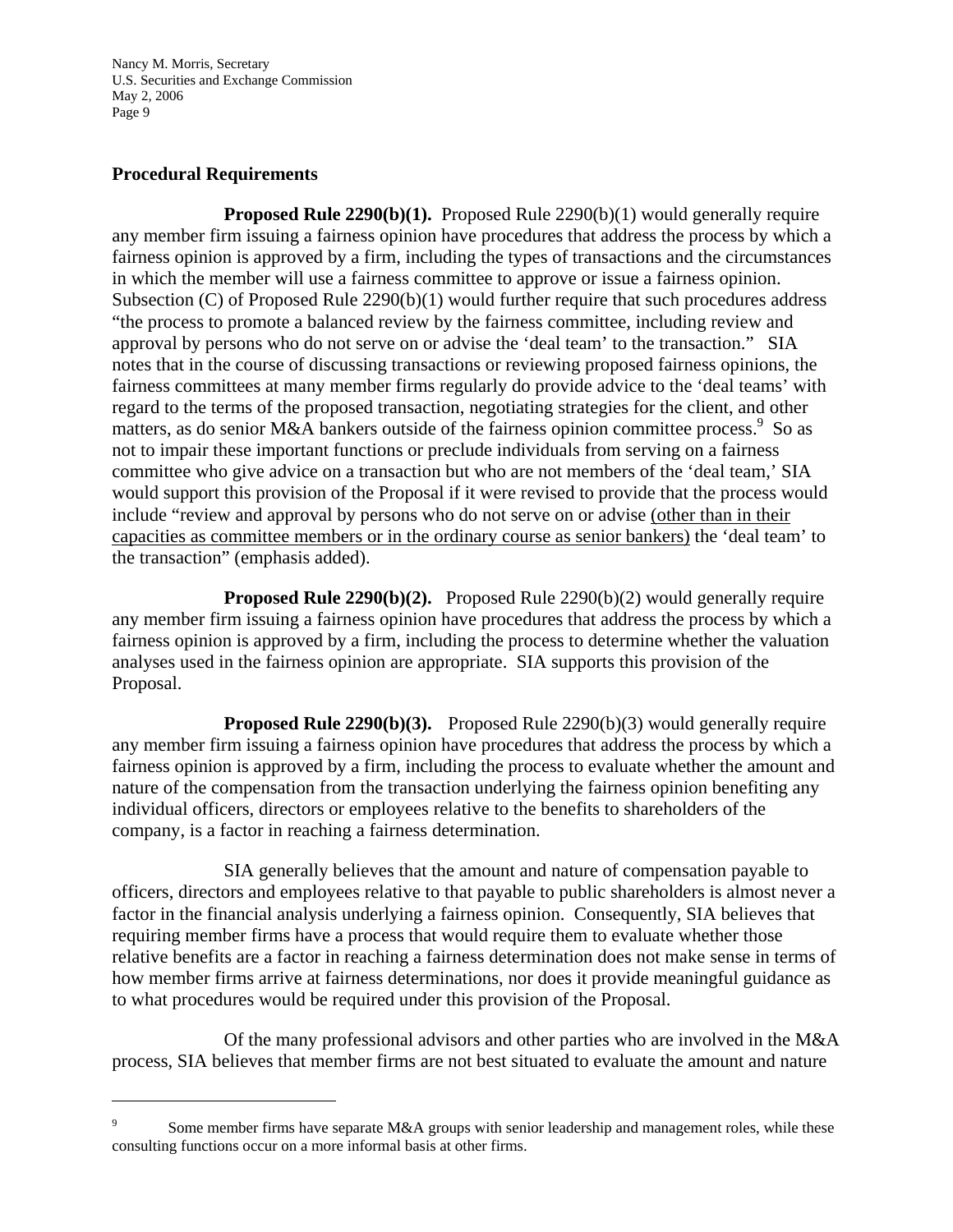## Procedural Requirements

**Proposed Rule 2290(b)(1).** Proposed Rule 2290(b)(1) would generally require any member firm issuing a fairness opinion have procedures that address the process by which a fairness opinion is approved by a firm, including the types of transactions and the circumstances in which the member will use a fairness committee to approve or issue a fairness opinion. Subsection (C) of Proposed Rule 2290(b)(1) would further require that such procedures address "the process to promote a balanced review by the fairness committee, including review and approval by persons who do not serve on or advise the 'deal team' to the transaction." SIA notes that in the course of discussing transactions or reviewing proposed fairness opinions, the fairness committees at many member firms regularly do provide advice to the 'deal teams' with regard to the terms of the proposed transaction, negotiating strategies for the client, and other matters, as do senior M&A bankers outside of the fairness opinion committee process.[9] So as not to impair these important functions or preclude individuals from serving on a fairness committee who give advice on a transaction but who are not members of the 'deal team,' SIA would support this provision of the Proposal if it were revised to provide that the process would include "review and approval by persons who do not serve on or advise <u>(other than in their capacities as committee members or in the ordinary course as senior bankers)</u> the 'deal team' to the transaction" (emphasis added).

**Proposed Rule 2290(b)(2).** Proposed Rule 2290(b)(2) would generally require any member firm issuing a fairness opinion have procedures that address the process by which a fairness opinion is approved by a firm, including the process to determine whether the valuation analyses used in the fairness opinion are appropriate. SIA supports this provision of the Proposal.

**Proposed Rule 2290(b)(3).** Proposed Rule 2290(b)(3) would generally require any member firm issuing a fairness opinion have procedures that address the process by which a fairness opinion is approved by a firm, including the process to evaluate whether the amount and nature of the compensation from the transaction underlying the fairness opinion benefiting any individual officers, directors or employees relative to the benefits to shareholders of the company, is a factor in reaching a fairness determination.

SIA generally believes that the amount and nature of compensation payable to officers, directors and employees relative to that payable to public shareholders is almost never a factor in the financial analysis underlying a fairness opinion. Consequently, SIA believes that requiring member firms have a process that would require them to evaluate whether those relative benefits are a factor in reaching a fairness determination does not make sense in terms of how member firms arrive at fairness determinations, nor does it provide meaningful guidance as to what procedures would be required under this provision of the Proposal.

Of the many professional advisors and other parties who are involved in the M&A process, SIA believes that member firms are not best situated to evaluate the amount and nature

---

[9] Some member firms have separate M&A groups with senior leadership and management roles, while these consulting functions occur on a more informal basis at other firms.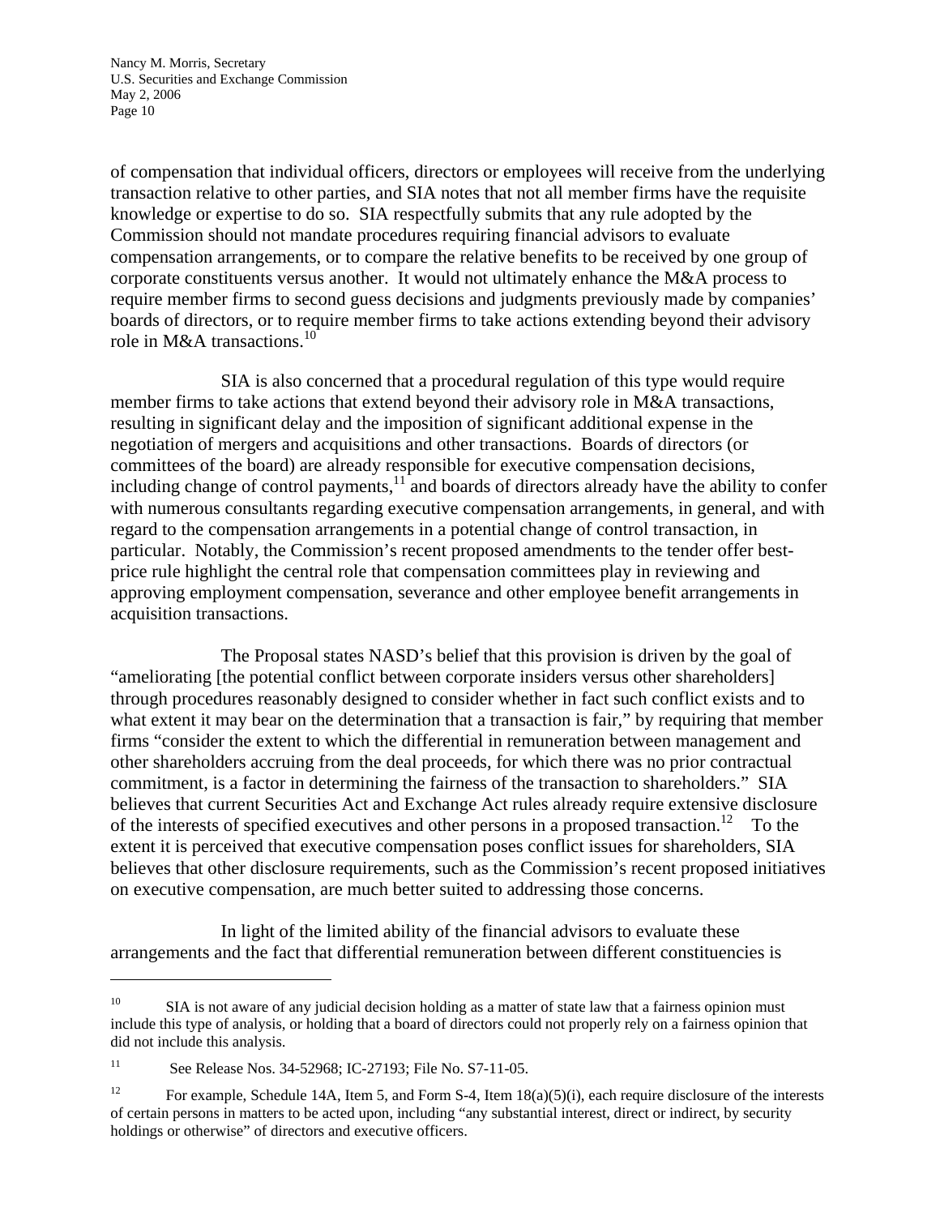of compensation that individual officers, directors or employees will receive from the underlying transaction relative to other parties, and SIA notes that not all member firms have the requisite knowledge or expertise to do so. SIA respectfully submits that any rule adopted by the Commission should not mandate procedures requiring financial advisors to evaluate compensation arrangements, or to compare the relative benefits to be received by one group of corporate constituents versus another. It would not ultimately enhance the M&A process to require member firms to second guess decisions and judgments previously made by companies' boards of directors, or to require member firms to take actions extending beyond their advisory role in M&A transactions.[10]

SIA is also concerned that a procedural regulation of this type would require member firms to take actions that extend beyond their advisory role in M&A transactions, resulting in significant delay and the imposition of significant additional expense in the negotiation of mergers and acquisitions and other transactions. Boards of directors (or committees of the board) are already responsible for executive compensation decisions, including change of control payments,[11] and boards of directors already have the ability to confer with numerous consultants regarding executive compensation arrangements, in general, and with regard to the compensation arrangements in a potential change of control transaction, in particular. Notably, the Commission's recent proposed amendments to the tender offer best-price rule highlight the central role that compensation committees play in reviewing and approving employment compensation, severance and other employee benefit arrangements in acquisition transactions.

The Proposal states NASD's belief that this provision is driven by the goal of "ameliorating [the potential conflict between corporate insiders versus other shareholders] through procedures reasonably designed to consider whether in fact such conflict exists and to what extent it may bear on the determination that a transaction is fair," by requiring that member firms "consider the extent to which the differential in remuneration between management and other shareholders accruing from the deal proceeds, for which there was no prior contractual commitment, is a factor in determining the fairness of the transaction to shareholders." SIA believes that current Securities Act and Exchange Act rules already require extensive disclosure of the interests of specified executives and other persons in a proposed transaction.[12] To the extent it is perceived that executive compensation poses conflict issues for shareholders, SIA believes that other disclosure requirements, such as the Commission's recent proposed initiatives on executive compensation, are much better suited to addressing those concerns.

In light of the limited ability of the financial advisors to evaluate these arrangements and the fact that differential remuneration between different constituencies is

---

[10] SIA is not aware of any judicial decision holding as a matter of state law that a fairness opinion must include this type of analysis, or holding that a board of directors could not properly rely on a fairness opinion that did not include this analysis.

[11] See Release Nos. 34-52968; IC-27193; File No. S7-11-05.

[12] For example, Schedule 14A, Item 5, and Form S-4, Item 18(a)(5)(i), each require disclosure of the interests of certain persons in matters to be acted upon, including "any substantial interest, direct or indirect, by security holdings or otherwise" of directors and executive officers.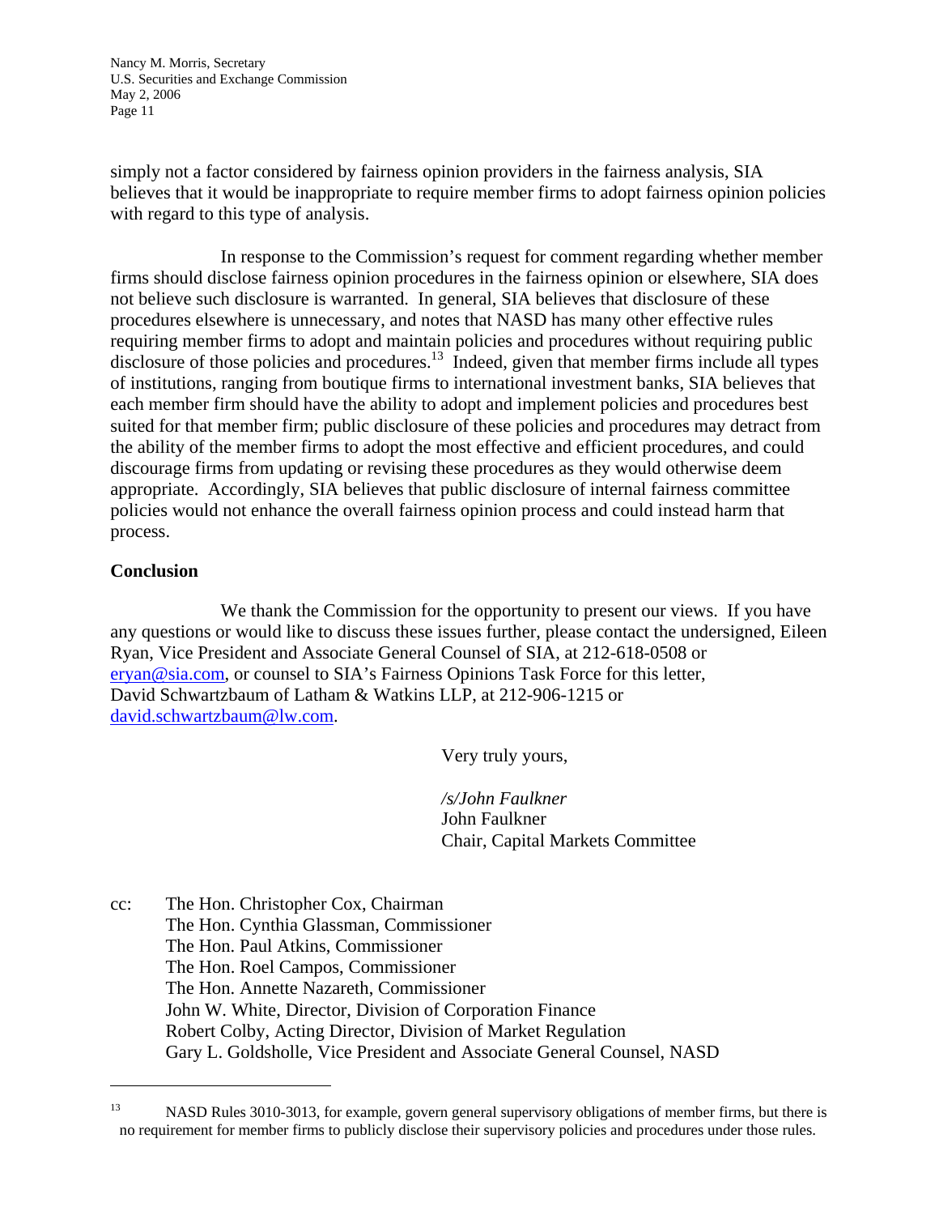simply not a factor considered by fairness opinion providers in the fairness analysis, SIA believes that it would be inappropriate to require member firms to adopt fairness opinion policies with regard to this type of analysis.

In response to the Commission's request for comment regarding whether member firms should disclose fairness opinion procedures in the fairness opinion or elsewhere, SIA does not believe such disclosure is warranted. In general, SIA believes that disclosure of these procedures elsewhere is unnecessary, and notes that NASD has many other effective rules requiring member firms to adopt and maintain policies and procedures without requiring public disclosure of those policies and procedures.[13] Indeed, given that member firms include all types of institutions, ranging from boutique firms to international investment banks, SIA believes that each member firm should have the ability to adopt and implement policies and procedures best suited for that member firm; public disclosure of these policies and procedures may detract from the ability of the member firms to adopt the most effective and efficient procedures, and could discourage firms from updating or revising these procedures as they would otherwise deem appropriate. Accordingly, SIA believes that public disclosure of internal fairness committee policies would not enhance the overall fairness opinion process and could instead harm that process.

**Conclusion**

We thank the Commission for the opportunity to present our views. If you have any questions or would like to discuss these issues further, please contact the undersigned, Eileen Ryan, Vice President and Associate General Counsel of SIA, at 212-618-0508 or eryan@sia.com, or counsel to SIA's Fairness Opinions Task Force for this letter, David Schwartzbaum of Latham & Watkins LLP, at 212-906-1215 or david.schwartzbaum@lw.com.

Very truly yours,

*/s/John Faulkner*
John Faulkner
Chair, Capital Markets Committee

cc: The Hon. Christopher Cox, Chairman
The Hon. Cynthia Glassman, Commissioner
The Hon. Paul Atkins, Commissioner
The Hon. Roel Campos, Commissioner
The Hon. Annette Nazareth, Commissioner
John W. White, Director, Division of Corporation Finance
Robert Colby, Acting Director, Division of Market Regulation
Gary L. Goldsholle, Vice President and Associate General Counsel, NASD

---

[13] NASD Rules 3010-3013, for example, govern general supervisory obligations of member firms, but there is no requirement for member firms to publicly disclose their supervisory policies and procedures under those rules.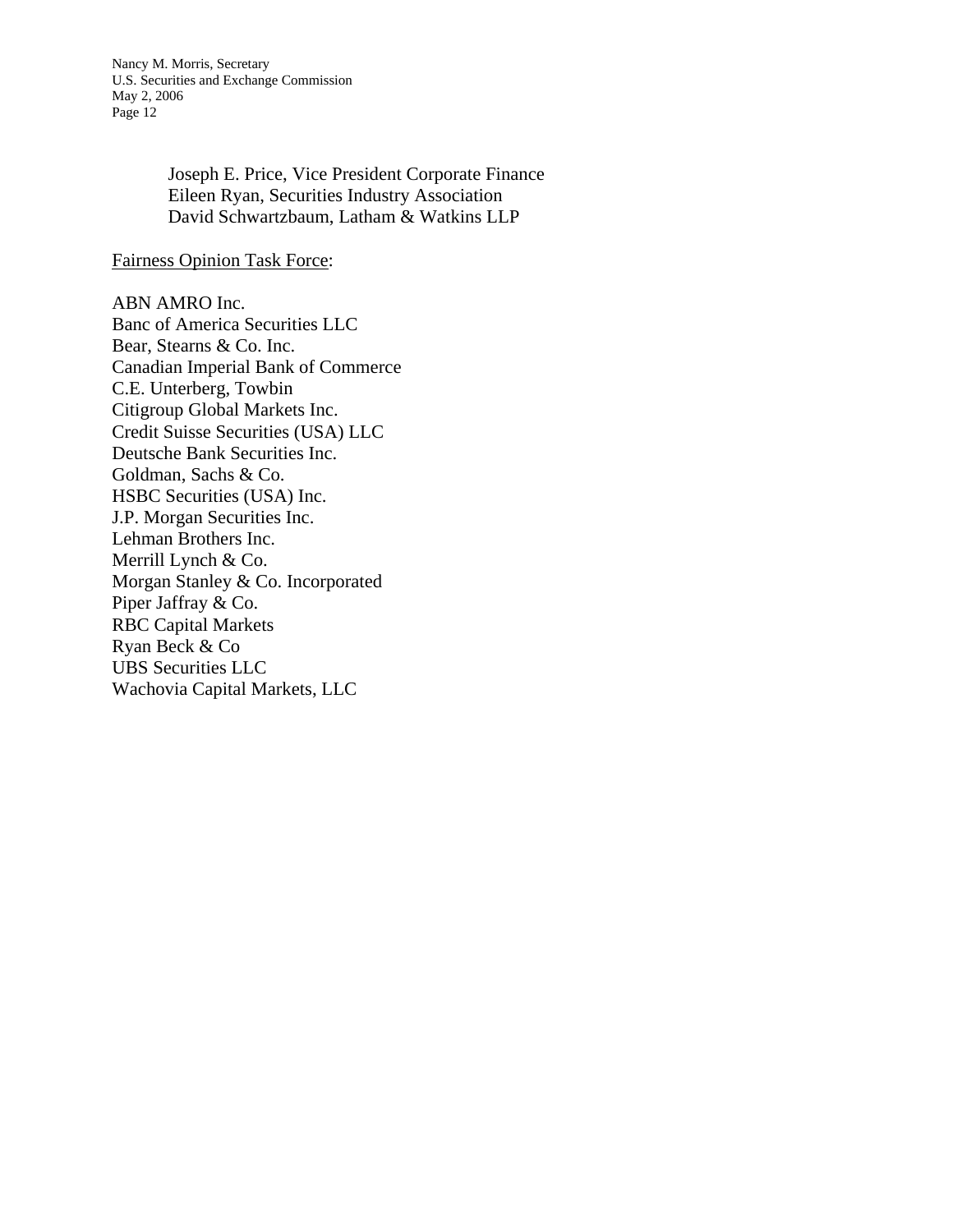Joseph E. Price, Vice President Corporate Finance
Eileen Ryan, Securities Industry Association
David Schwartzbaum, Latham & Watkins LLP

<u>Fairness Opinion Task Force</u>:

ABN AMRO Inc.
Banc of America Securities LLC
Bear, Stearns & Co. Inc.
Canadian Imperial Bank of Commerce
C.E. Unterberg, Towbin
Citigroup Global Markets Inc.
Credit Suisse Securities (USA) LLC
Deutsche Bank Securities Inc.
Goldman, Sachs & Co.
HSBC Securities (USA) Inc.
J.P. Morgan Securities Inc.
Lehman Brothers Inc.
Merrill Lynch & Co.
Morgan Stanley & Co. Incorporated
Piper Jaffray & Co.
RBC Capital Markets
Ryan Beck & Co
UBS Securities LLC
Wachovia Capital Markets, LLC